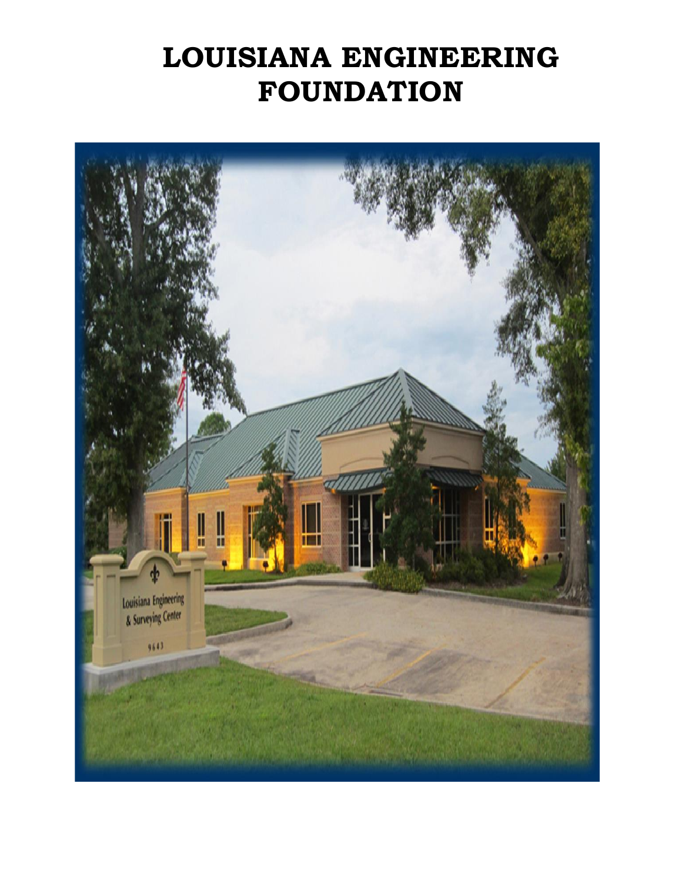# LOUISIANA ENGINEERING FOUNDATION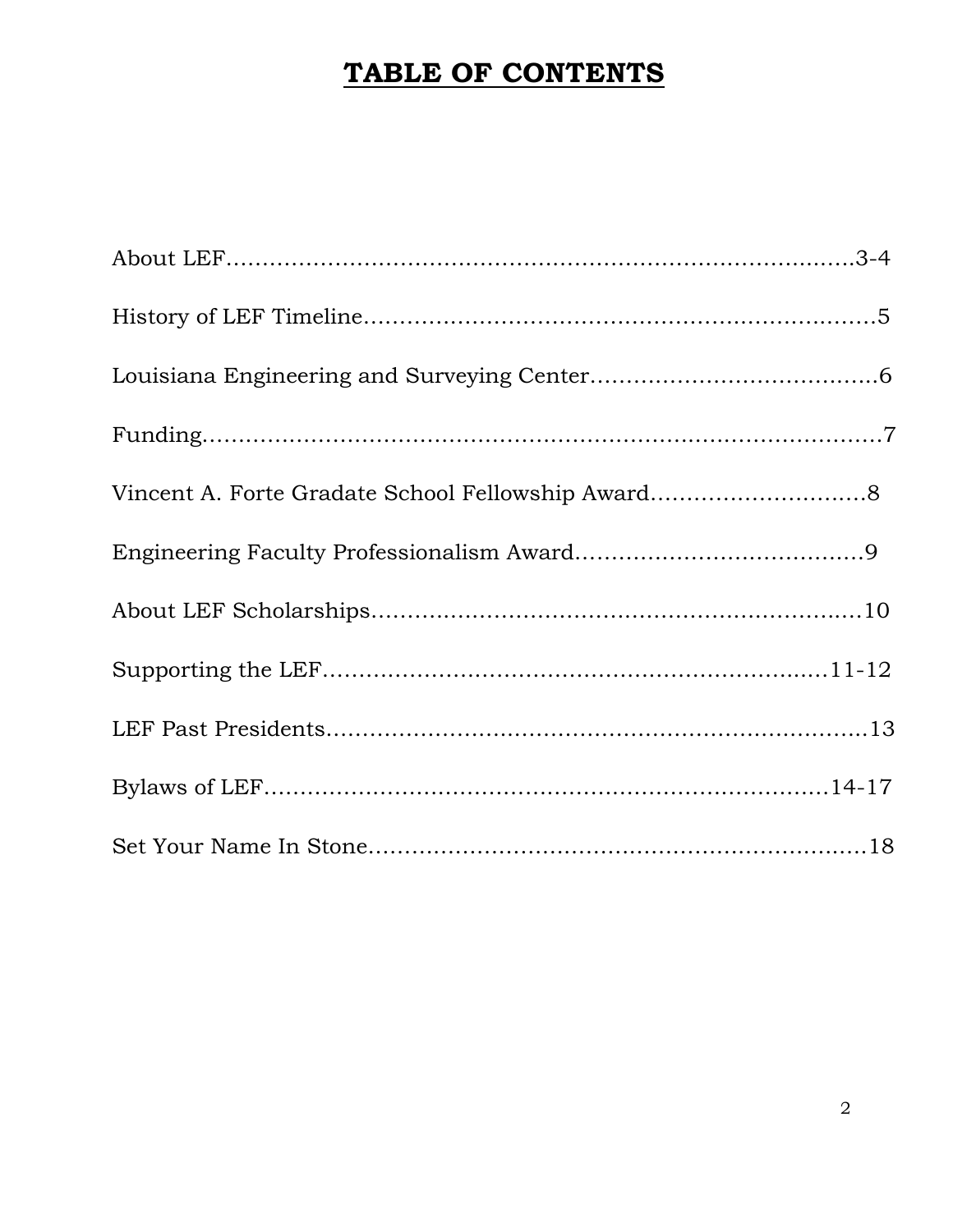# TABLE OF CONTENTS

About LEF……………………………………………………………………3-4

History of LEF Timeline………………………………………………………5

Louisiana Engineering and Surveying Center…………………………………6

Funding…………………………………………………………………………7

Vincent A. Forte Gradate School Fellowship Award…………………………8

Engineering Faculty Professionalism Award…………………………………9

About LEF Scholarships………………………………………………………10

Supporting the LEF…………………………………………………………11-12

LEF Past Presidents…………………………………………………………13

Bylaws of LEF………………………………………………………………14-17

Set Your Name In Stone………………………………………………………18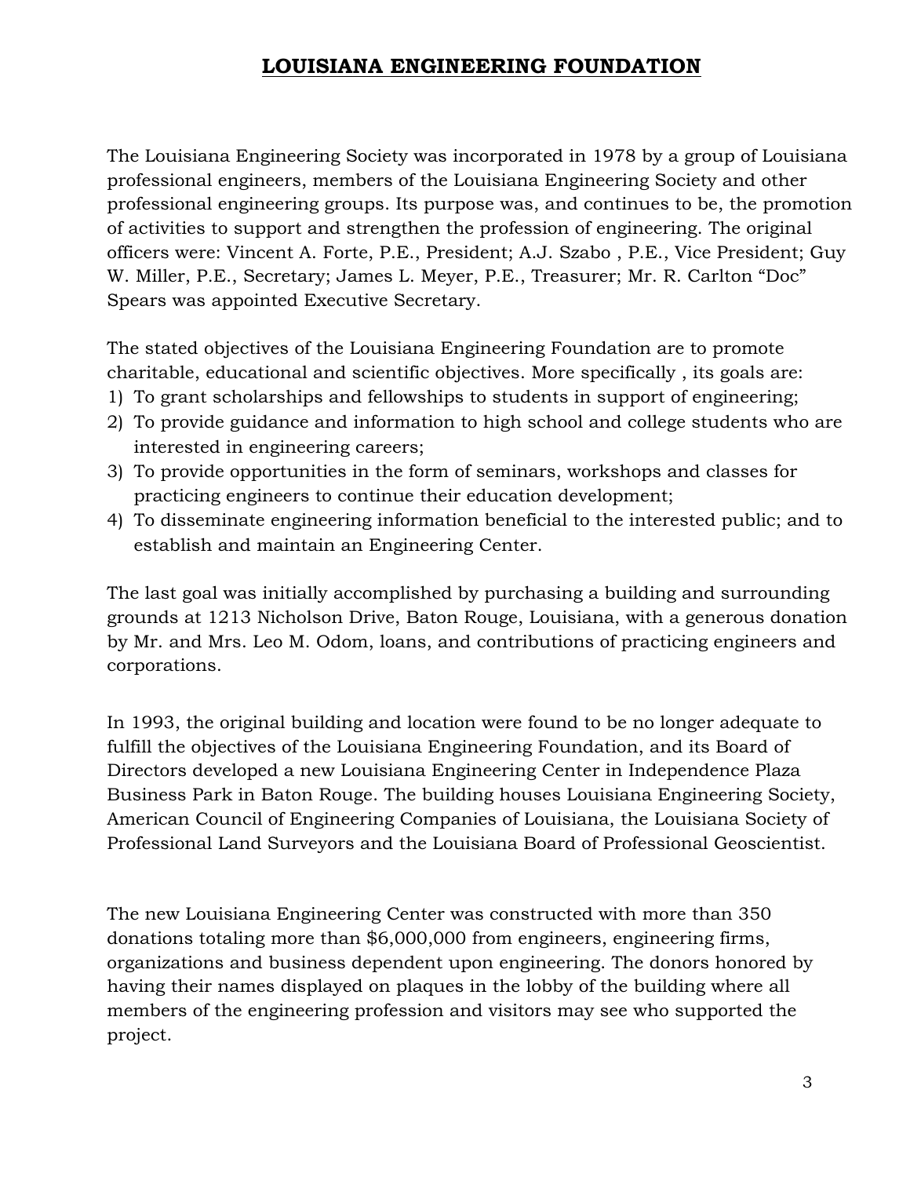# LOUISIANA ENGINEERING FOUNDATION

The Louisiana Engineering Society was incorporated in 1978 by a group of Louisiana professional engineers, members of the Louisiana Engineering Society and other professional engineering groups. Its purpose was, and continues to be, the promotion of activities to support and strengthen the profession of engineering. The original officers were: Vincent A. Forte, P.E., President; A.J. Szabo , P.E., Vice President; Guy W. Miller, P.E., Secretary; James L. Meyer, P.E., Treasurer; Mr. R. Carlton "Doc" Spears was appointed Executive Secretary.

The stated objectives of the Louisiana Engineering Foundation are to promote charitable, educational and scientific objectives. More specifically , its goals are:

1) To grant scholarships and fellowships to students in support of engineering;
2) To provide guidance and information to high school and college students who are interested in engineering careers;
3) To provide opportunities in the form of seminars, workshops and classes for practicing engineers to continue their education development;
4) To disseminate engineering information beneficial to the interested public; and to establish and maintain an Engineering Center.

The last goal was initially accomplished by purchasing a building and surrounding grounds at 1213 Nicholson Drive, Baton Rouge, Louisiana, with a generous donation by Mr. and Mrs. Leo M. Odom, loans, and contributions of practicing engineers and corporations.

In 1993, the original building and location were found to be no longer adequate to fulfill the objectives of the Louisiana Engineering Foundation, and its Board of Directors developed a new Louisiana Engineering Center in Independence Plaza Business Park in Baton Rouge. The building houses Louisiana Engineering Society, American Council of Engineering Companies of Louisiana, the Louisiana Society of Professional Land Surveyors and the Louisiana Board of Professional Geoscientist.

The new Louisiana Engineering Center was constructed with more than 350 donations totaling more than $6,000,000 from engineers, engineering firms, organizations and business dependent upon engineering. The donors honored by having their names displayed on plaques in the lobby of the building where all members of the engineering profession and visitors may see who supported the project.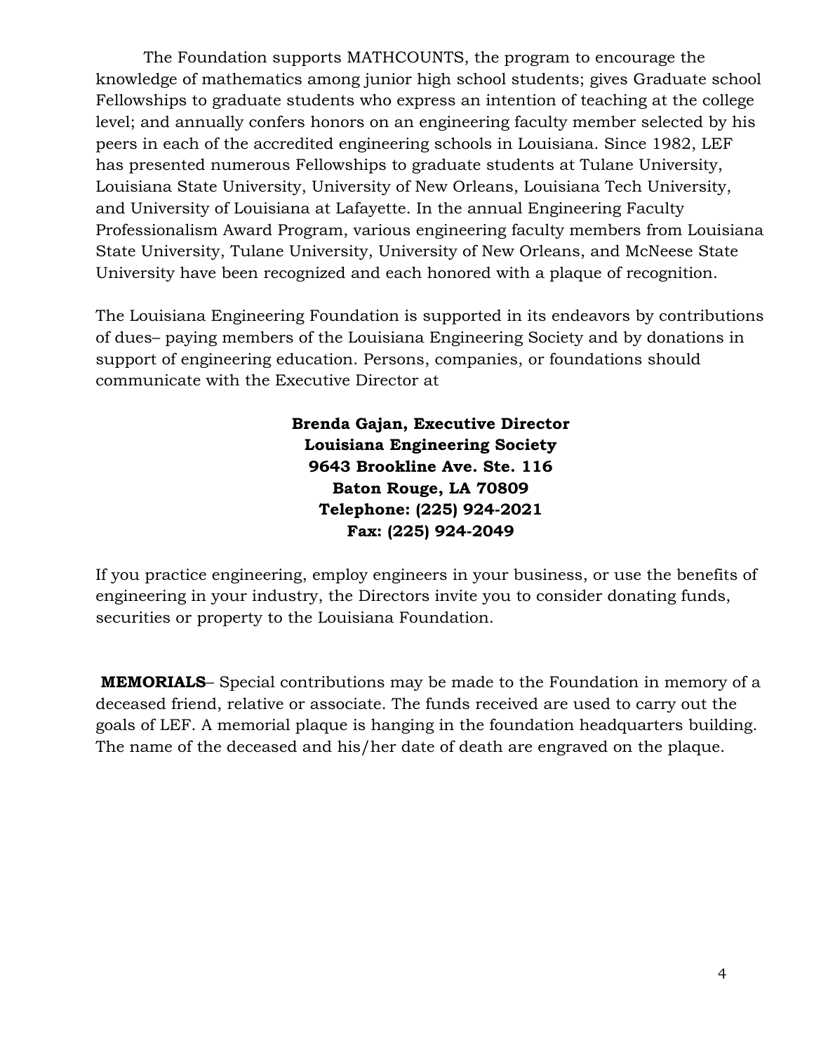The Foundation supports MATHCOUNTS, the program to encourage the knowledge of mathematics among junior high school students; gives Graduate school Fellowships to graduate students who express an intention of teaching at the college level; and annually confers honors on an engineering faculty member selected by his peers in each of the accredited engineering schools in Louisiana. Since 1982, LEF has presented numerous Fellowships to graduate students at Tulane University, Louisiana State University, University of New Orleans, Louisiana Tech University, and University of Louisiana at Lafayette. In the annual Engineering Faculty Professionalism Award Program, various engineering faculty members from Louisiana State University, Tulane University, University of New Orleans, and McNeese State University have been recognized and each honored with a plaque of recognition.

The Louisiana Engineering Foundation is supported in its endeavors by contributions of dues– paying members of the Louisiana Engineering Society and by donations in support of engineering education. Persons, companies, or foundations should communicate with the Executive Director at

**Brenda Gajan, Executive Director**
**Louisiana Engineering Society**
**9643 Brookline Ave. Ste. 116**
**Baton Rouge, LA 70809**
**Telephone: (225) 924-2021**
**Fax: (225) 924-2049**

If you practice engineering, employ engineers in your business, or use the benefits of engineering in your industry, the Directors invite you to consider donating funds, securities or property to the Louisiana Foundation.

**MEMORIALS**– Special contributions may be made to the Foundation in memory of a deceased friend, relative or associate. The funds received are used to carry out the goals of LEF. A memorial plaque is hanging in the foundation headquarters building. The name of the deceased and his/her date of death are engraved on the plaque.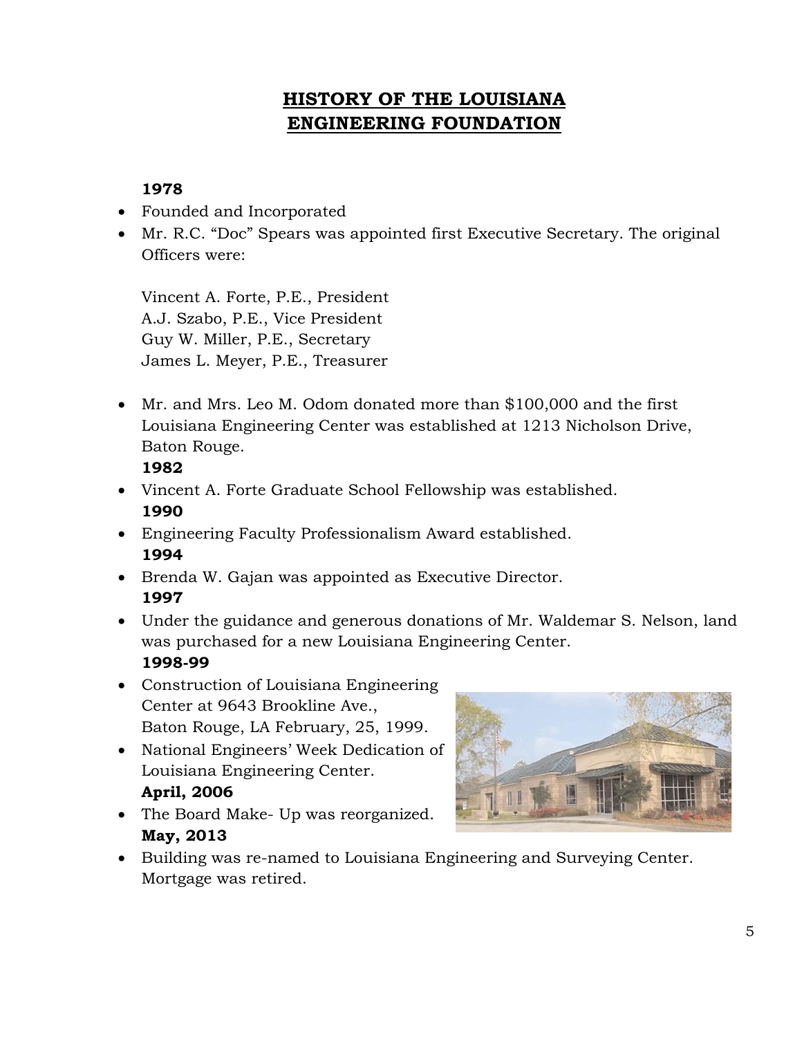# HISTORY OF THE LOUISIANA ENGINEERING FOUNDATION

**1978**

- Founded and Incorporated
- Mr. R.C. "Doc" Spears was appointed first Executive Secretary. The original Officers were:

  Vincent A. Forte, P.E., President
  A.J. Szabo, P.E., Vice President
  Guy W. Miller, P.E., Secretary
  James L. Meyer, P.E., Treasurer

- Mr. and Mrs. Leo M. Odom donated more than $100,000 and the first Louisiana Engineering Center was established at 1213 Nicholson Drive, Baton Rouge.

**1982**

- Vincent A. Forte Graduate School Fellowship was established.

**1990**

- Engineering Faculty Professionalism Award established.

**1994**

- Brenda W. Gajan was appointed as Executive Director.

**1997**

- Under the guidance and generous donations of Mr. Waldemar S. Nelson, land was purchased for a new Louisiana Engineering Center.

**1998-99**

- Construction of Louisiana Engineering Center at 9643 Brookline Ave., Baton Rouge, LA February, 25, 1999.
- National Engineers' Week Dedication of Louisiana Engineering Center.

**April, 2006**

- The Board Make- Up was reorganized.

**May, 2013**

- Building was re-named to Louisiana Engineering and Surveying Center. Mortgage was retired.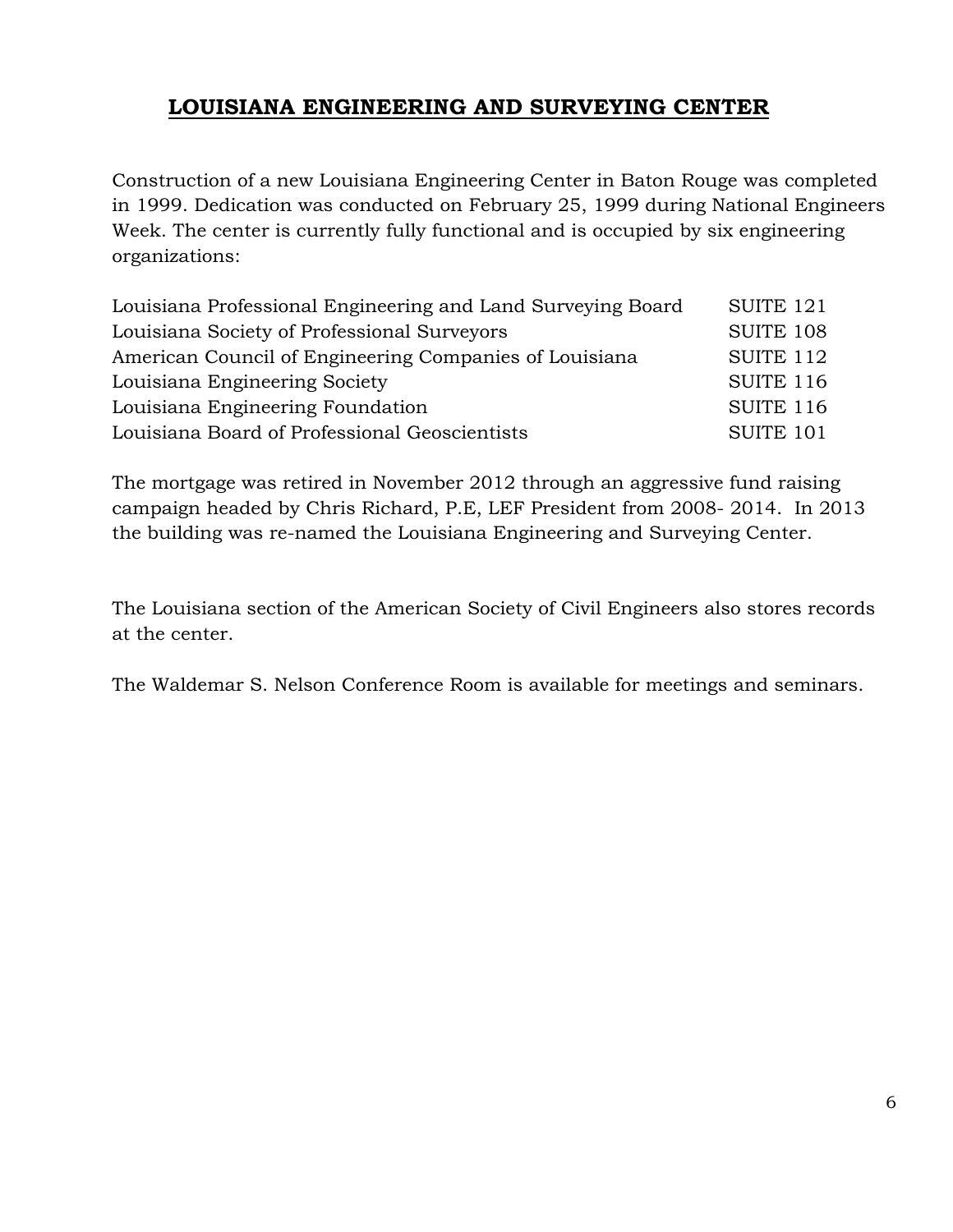# LOUISIANA ENGINEERING AND SURVEYING CENTER

Construction of a new Louisiana Engineering Center in Baton Rouge was completed in 1999. Dedication was conducted on February 25, 1999 during National Engineers Week. The center is currently fully functional and is occupied by six engineering organizations:

| | |
|---|---|
| Louisiana Professional Engineering and Land Surveying Board | SUITE 121 |
| Louisiana Society of Professional Surveyors | SUITE 108 |
| American Council of Engineering Companies of Louisiana | SUITE 112 |
| Louisiana Engineering Society | SUITE 116 |
| Louisiana Engineering Foundation | SUITE 116 |
| Louisiana Board of Professional Geoscientists | SUITE 101 |

The mortgage was retired in November 2012 through an aggressive fund raising campaign headed by Chris Richard, P.E, LEF President from 2008- 2014. In 2013 the building was re-named the Louisiana Engineering and Surveying Center.

The Louisiana section of the American Society of Civil Engineers also stores records at the center.

The Waldemar S. Nelson Conference Room is available for meetings and seminars.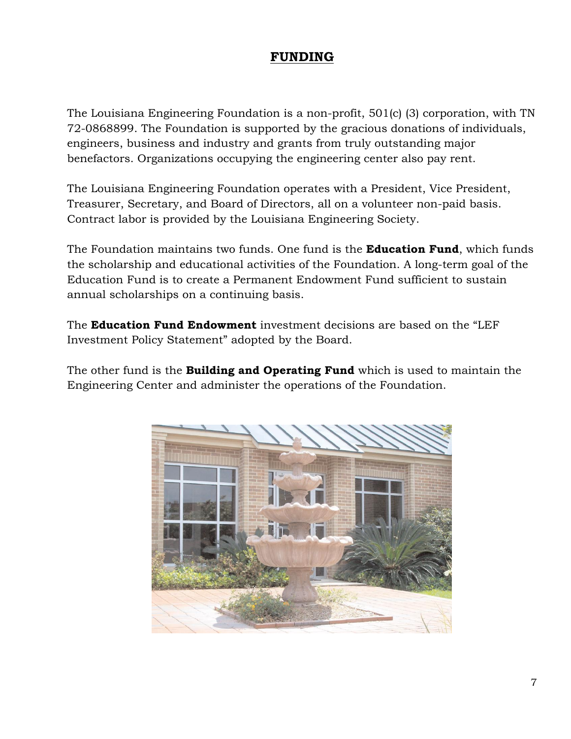# FUNDING

The Louisiana Engineering Foundation is a non-profit, 501(c) (3) corporation, with TN 72-0868899. The Foundation is supported by the gracious donations of individuals, engineers, business and industry and grants from truly outstanding major benefactors. Organizations occupying the engineering center also pay rent.

The Louisiana Engineering Foundation operates with a President, Vice President, Treasurer, Secretary, and Board of Directors, all on a volunteer non-paid basis. Contract labor is provided by the Louisiana Engineering Society.

The Foundation maintains two funds. One fund is the **Education Fund**, which funds the scholarship and educational activities of the Foundation. A long-term goal of the Education Fund is to create a Permanent Endowment Fund sufficient to sustain annual scholarships on a continuing basis.

The **Education Fund Endowment** investment decisions are based on the "LEF Investment Policy Statement" adopted by the Board.

The other fund is the **Building and Operating Fund** which is used to maintain the Engineering Center and administer the operations of the Foundation.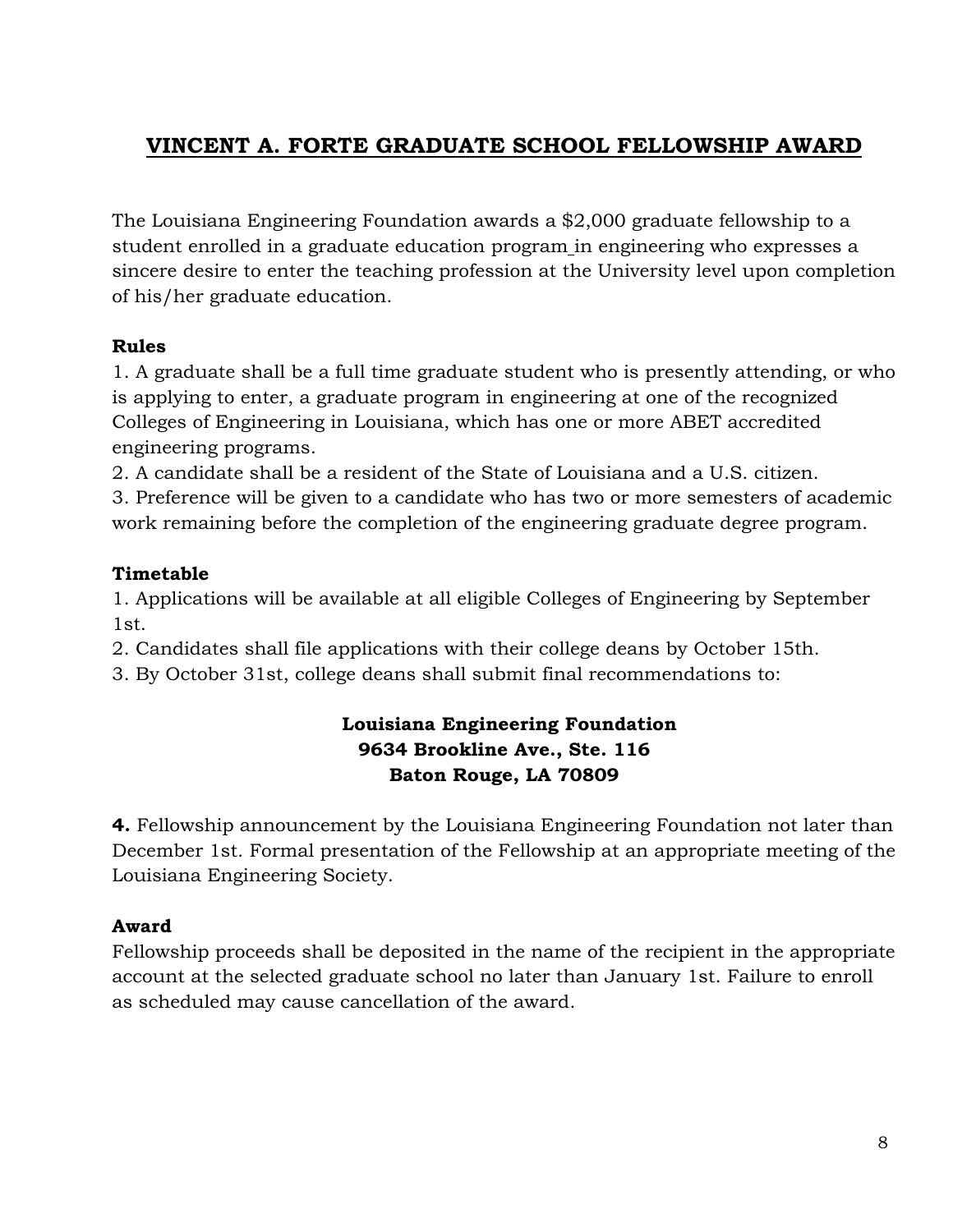## VINCENT A. FORTE GRADUATE SCHOOL FELLOWSHIP AWARD

The Louisiana Engineering Foundation awards a $2,000 graduate fellowship to a student enrolled in a graduate education program in engineering who expresses a sincere desire to enter the teaching profession at the University level upon completion of his/her graduate education.

**Rules**

1. A graduate shall be a full time graduate student who is presently attending, or who is applying to enter, a graduate program in engineering at one of the recognized Colleges of Engineering in Louisiana, which has one or more ABET accredited engineering programs.
2. A candidate shall be a resident of the State of Louisiana and a U.S. citizen.
3. Preference will be given to a candidate who has two or more semesters of academic work remaining before the completion of the engineering graduate degree program.

**Timetable**

1. Applications will be available at all eligible Colleges of Engineering by September 1st.
2. Candidates shall file applications with their college deans by October 15th.
3. By October 31st, college deans shall submit final recommendations to:

**Louisiana Engineering Foundation**
**9634 Brookline Ave., Ste. 116**
**Baton Rouge, LA 70809**

**4.** Fellowship announcement by the Louisiana Engineering Foundation not later than December 1st. Formal presentation of the Fellowship at an appropriate meeting of the Louisiana Engineering Society.

**Award**

Fellowship proceeds shall be deposited in the name of the recipient in the appropriate account at the selected graduate school no later than January 1st. Failure to enroll as scheduled may cause cancellation of the award.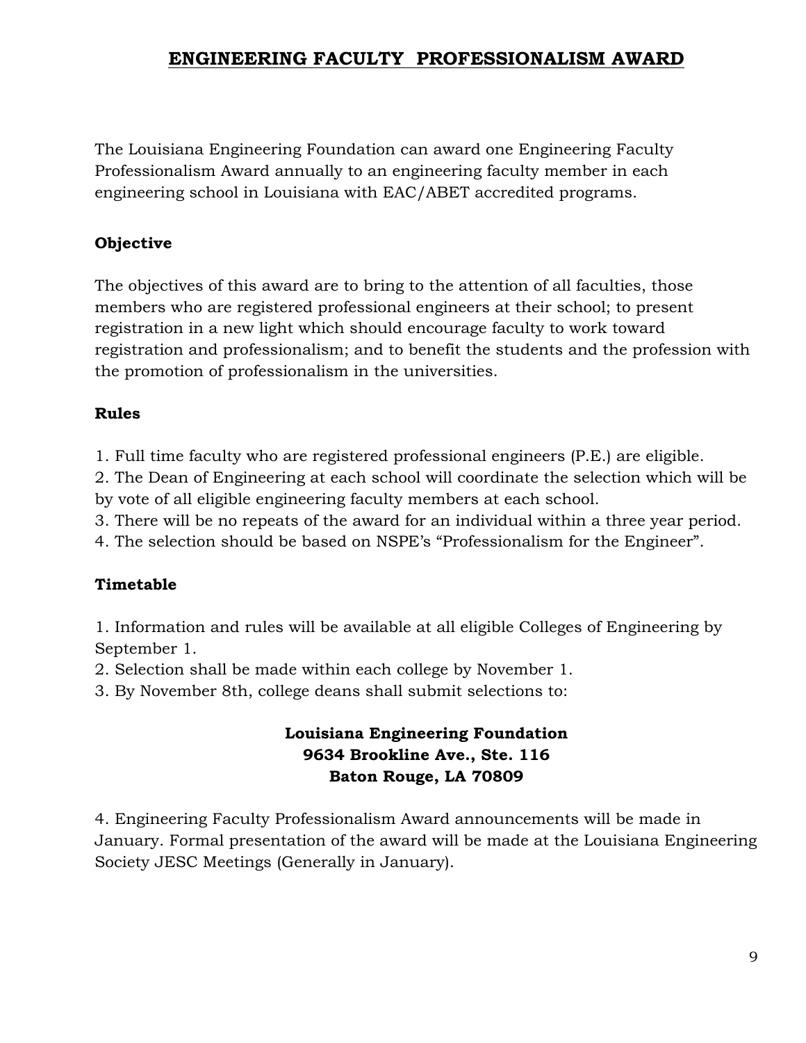# ENGINEERING FACULTY PROFESSIONALISM AWARD

The Louisiana Engineering Foundation can award one Engineering Faculty Professionalism Award annually to an engineering faculty member in each engineering school in Louisiana with EAC/ABET accredited programs.

**Objective**

The objectives of this award are to bring to the attention of all faculties, those members who are registered professional engineers at their school; to present registration in a new light which should encourage faculty to work toward registration and professionalism; and to benefit the students and the profession with the promotion of professionalism in the universities.

**Rules**

1. Full time faculty who are registered professional engineers (P.E.) are eligible.
2. The Dean of Engineering at each school will coordinate the selection which will be by vote of all eligible engineering faculty members at each school.
3. There will be no repeats of the award for an individual within a three year period.
4. The selection should be based on NSPE's "Professionalism for the Engineer".

**Timetable**

1. Information and rules will be available at all eligible Colleges of Engineering by September 1.
2. Selection shall be made within each college by November 1.
3. By November 8th, college deans shall submit selections to:

**Louisiana Engineering Foundation**
**9634 Brookline Ave., Ste. 116**
**Baton Rouge, LA 70809**

4. Engineering Faculty Professionalism Award announcements will be made in January. Formal presentation of the award will be made at the Louisiana Engineering Society JESC Meetings (Generally in January).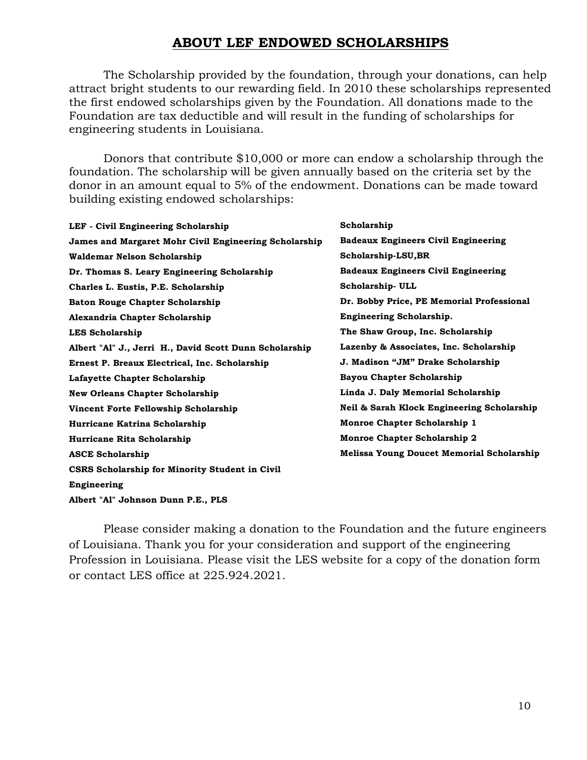## ABOUT LEF ENDOWED SCHOLARSHIPS

The Scholarship provided by the foundation, through your donations, can help attract bright students to our rewarding field. In 2010 these scholarships represented the first endowed scholarships given by the Foundation. All donations made to the Foundation are tax deductible and will result in the funding of scholarships for engineering students in Louisiana.

Donors that contribute $10,000 or more can endow a scholarship through the foundation. The scholarship will be given annually based on the criteria set by the donor in an amount equal to 5% of the endowment. Donations can be made toward building existing endowed scholarships:

**LEF - Civil Engineering Scholarship**
**James and Margaret Mohr Civil Engineering Scholarship**
**Waldemar Nelson Scholarship**
**Dr. Thomas S. Leary Engineering Scholarship**
**Charles L. Eustis, P.E. Scholarship**
**Baton Rouge Chapter Scholarship**
**Alexandria Chapter Scholarship**
**LES Scholarship**
**Albert "Al" J., Jerri H., David Scott Dunn Scholarship**
**Ernest P. Breaux Electrical, Inc. Scholarship**
**Lafayette Chapter Scholarship**
**New Orleans Chapter Scholarship**
**Vincent Forte Fellowship Scholarship**
**Hurricane Katrina Scholarship**
**Hurricane Rita Scholarship**
**ASCE Scholarship**
**CSRS Scholarship for Minority Student in Civil Engineering**
**Albert "Al" Johnson Dunn P.E., PLS Scholarship**
**Badeaux Engineers Civil Engineering Scholarship-LSU,BR**
**Badeaux Engineers Civil Engineering Scholarship- ULL**
**Dr. Bobby Price, PE Memorial Professional Engineering Scholarship.**
**The Shaw Group, Inc. Scholarship**
**Lazenby & Associates, Inc. Scholarship**
**J. Madison "JM" Drake Scholarship**
**Bayou Chapter Scholarship**
**Linda J. Daly Memorial Scholarship**
**Neil & Sarah Klock Engineering Scholarship**
**Monroe Chapter Scholarship 1**
**Monroe Chapter Scholarship 2**
**Melissa Young Doucet Memorial Scholarship**

Please consider making a donation to the Foundation and the future engineers of Louisiana. Thank you for your consideration and support of the engineering Profession in Louisiana. Please visit the LES website for a copy of the donation form or contact LES office at 225.924.2021.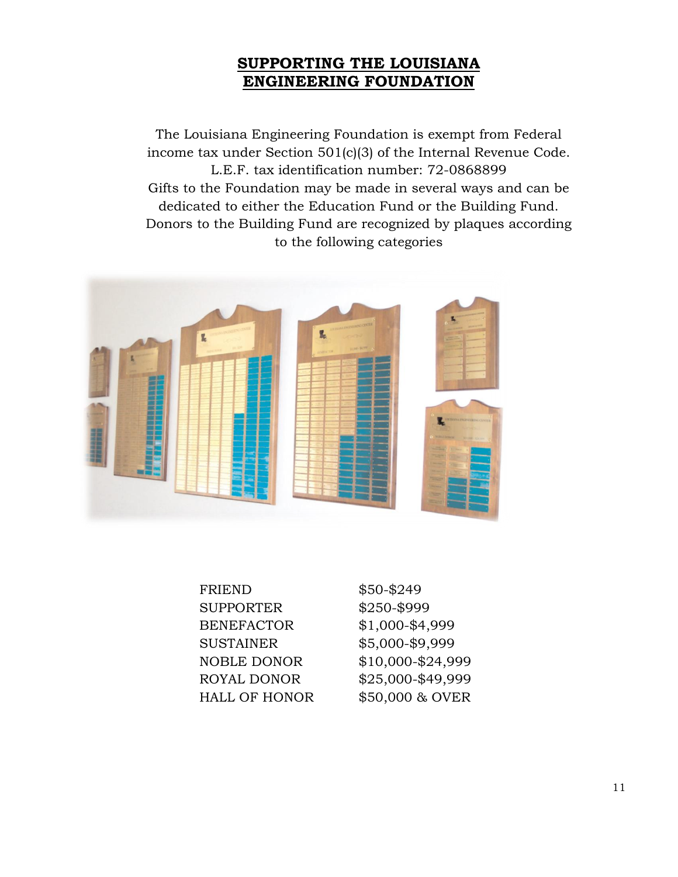## SUPPORTING THE LOUISIANA ENGINEERING FOUNDATION

The Louisiana Engineering Foundation is exempt from Federal income tax under Section 501(c)(3) of the Internal Revenue Code. L.E.F. tax identification number: 72-0868899
Gifts to the Foundation may be made in several ways and can be dedicated to either the Education Fund or the Building Fund. Donors to the Building Fund are recognized by plaques according to the following categories

| | |
|---|---|
| FRIEND | $50-$249 |
| SUPPORTER | $250-$999 |
| BENEFACTOR | $1,000-$4,999 |
| SUSTAINER | $5,000-$9,999 |
| NOBLE DONOR | $10,000-$24,999 |
| ROYAL DONOR | $25,000-$49,999 |
| HALL OF HONOR | $50,000 & OVER |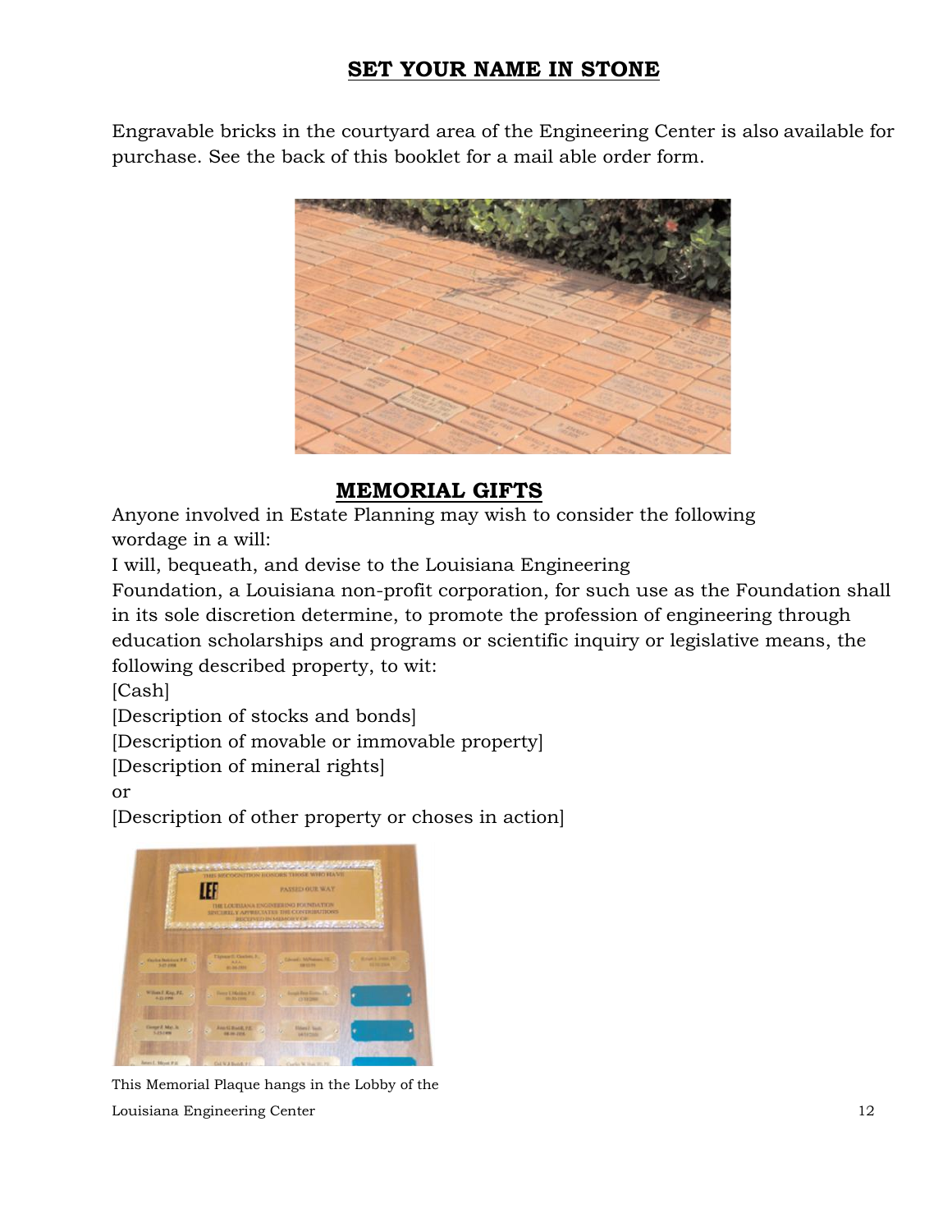## SET YOUR NAME IN STONE

Engravable bricks in the courtyard area of the Engineering Center is also available for purchase. See the back of this booklet for a mail able order form.

## MEMORIAL GIFTS

Anyone involved in Estate Planning may wish to consider the following wordage in a will:

I will, bequeath, and devise to the Louisiana Engineering Foundation, a Louisiana non-profit corporation, for such use as the Foundation shall in its sole discretion determine, to promote the profession of engineering through education scholarships and programs or scientific inquiry or legislative means, the following described property, to wit:

[Cash]

[Description of stocks and bonds]

[Description of movable or immovable property]

[Description of mineral rights]

or

[Description of other property or choses in action]

This Memorial Plaque hangs in the Lobby of the Louisiana Engineering Center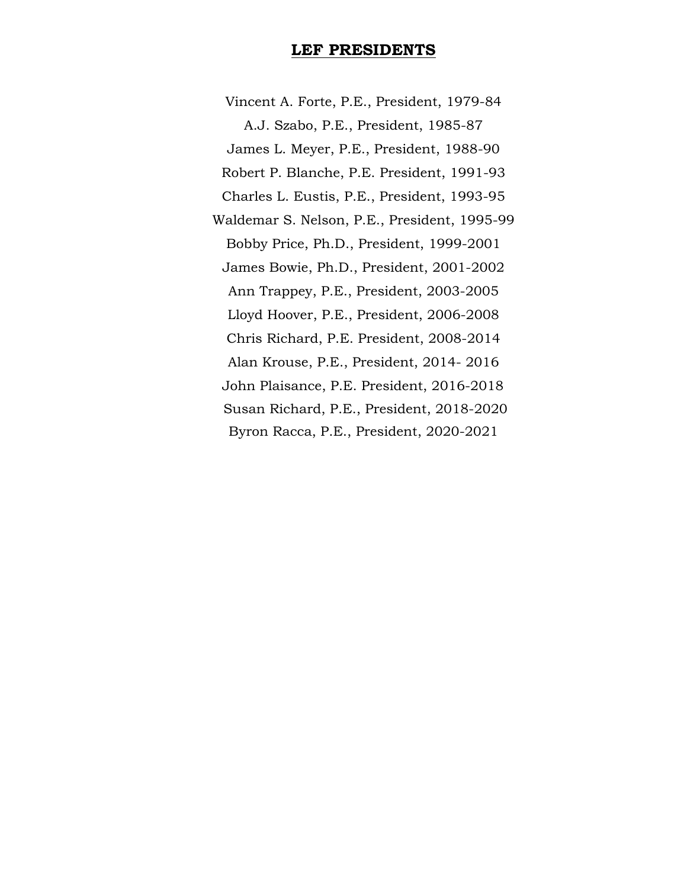## LEF PRESIDENTS

Vincent A. Forte, P.E., President, 1979-84

A.J. Szabo, P.E., President, 1985-87

James L. Meyer, P.E., President, 1988-90

Robert P. Blanche, P.E. President, 1991-93

Charles L. Eustis, P.E., President, 1993-95

Waldemar S. Nelson, P.E., President, 1995-99

Bobby Price, Ph.D., President, 1999-2001

James Bowie, Ph.D., President, 2001-2002

Ann Trappey, P.E., President, 2003-2005

Lloyd Hoover, P.E., President, 2006-2008

Chris Richard, P.E. President, 2008-2014

Alan Krouse, P.E., President, 2014- 2016

John Plaisance, P.E. President, 2016-2018

Susan Richard, P.E., President, 2018-2020

Byron Racca, P.E., President, 2020-2021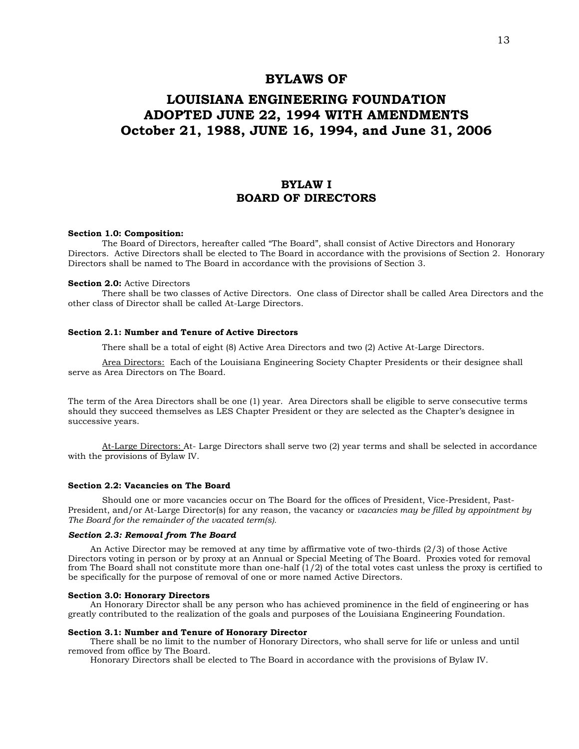# BYLAWS OF

# LOUISIANA ENGINEERING FOUNDATION ADOPTED JUNE 22, 1994 WITH AMENDMENTS October 21, 1988, JUNE 16, 1994, and June 31, 2006

## BYLAW I BOARD OF DIRECTORS

**Section 1.0: Composition:**

The Board of Directors, hereafter called "The Board", shall consist of Active Directors and Honorary Directors. Active Directors shall be elected to The Board in accordance with the provisions of Section 2. Honorary Directors shall be named to The Board in accordance with the provisions of Section 3.

**Section 2.0:** Active Directors

There shall be two classes of Active Directors. One class of Director shall be called Area Directors and the other class of Director shall be called At-Large Directors.

**Section 2.1: Number and Tenure of Active Directors**

There shall be a total of eight (8) Active Area Directors and two (2) Active At-Large Directors.

Area Directors: Each of the Louisiana Engineering Society Chapter Presidents or their designee shall serve as Area Directors on The Board.

The term of the Area Directors shall be one (1) year. Area Directors shall be eligible to serve consecutive terms should they succeed themselves as LES Chapter President or they are selected as the Chapter's designee in successive years.

At-Large Directors: At- Large Directors shall serve two (2) year terms and shall be selected in accordance with the provisions of Bylaw IV.

**Section 2.2: Vacancies on The Board**

Should one or more vacancies occur on The Board for the offices of President, Vice-President, Past-President, and/or At-Large Director(s) for any reason, the vacancy or *vacancies may be filled by appointment by The Board for the remainder of the vacated term(s).*

***Section 2.3: Removal from The Board***

An Active Director may be removed at any time by affirmative vote of two-thirds (2/3) of those Active Directors voting in person or by proxy at an Annual or Special Meeting of The Board. Proxies voted for removal from The Board shall not constitute more than one-half (1/2) of the total votes cast unless the proxy is certified to be specifically for the purpose of removal of one or more named Active Directors.

**Section 3.0: Honorary Directors**

An Honorary Director shall be any person who has achieved prominence in the field of engineering or has greatly contributed to the realization of the goals and purposes of the Louisiana Engineering Foundation.

**Section 3.1: Number and Tenure of Honorary Director**

There shall be no limit to the number of Honorary Directors, who shall serve for life or unless and until removed from office by The Board.

Honorary Directors shall be elected to The Board in accordance with the provisions of Bylaw IV.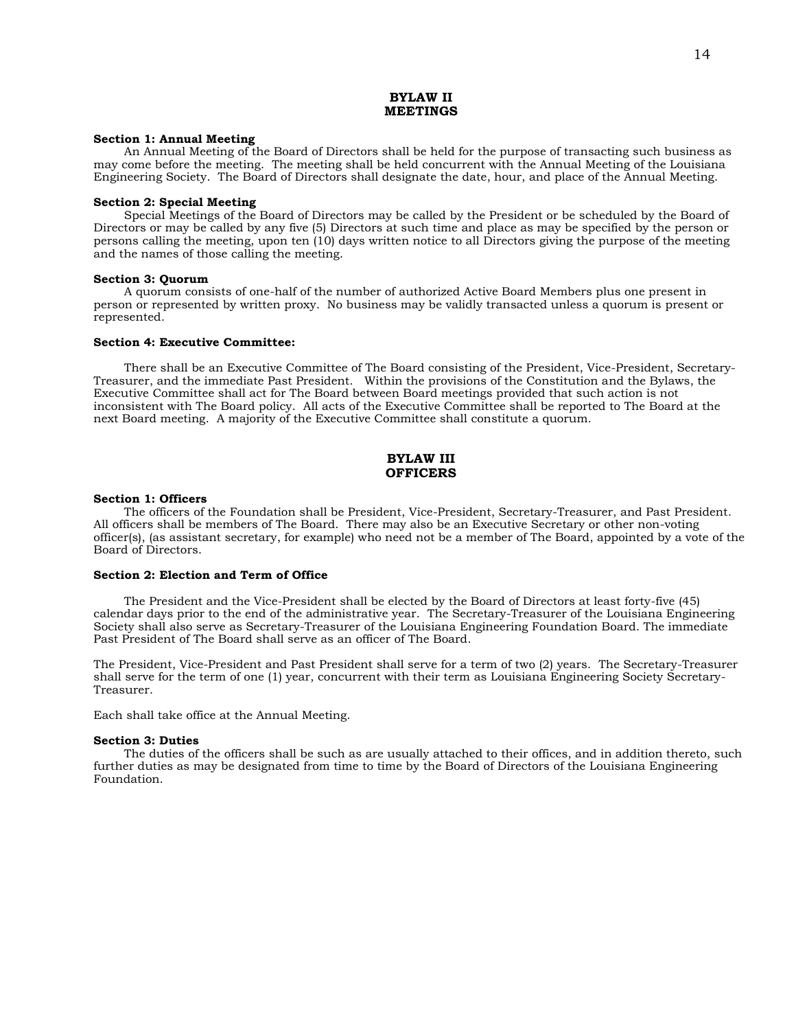## BYLAW II
## MEETINGS

**Section 1: Annual Meeting**

An Annual Meeting of the Board of Directors shall be held for the purpose of transacting such business as may come before the meeting. The meeting shall be held concurrent with the Annual Meeting of the Louisiana Engineering Society. The Board of Directors shall designate the date, hour, and place of the Annual Meeting.

**Section 2: Special Meeting**

Special Meetings of the Board of Directors may be called by the President or be scheduled by the Board of Directors or may be called by any five (5) Directors at such time and place as may be specified by the person or persons calling the meeting, upon ten (10) days written notice to all Directors giving the purpose of the meeting and the names of those calling the meeting.

**Section 3: Quorum**

A quorum consists of one-half of the number of authorized Active Board Members plus one present in person or represented by written proxy. No business may be validly transacted unless a quorum is present or represented.

**Section 4: Executive Committee:**

There shall be an Executive Committee of The Board consisting of the President, Vice-President, Secretary-Treasurer, and the immediate Past President. Within the provisions of the Constitution and the Bylaws, the Executive Committee shall act for The Board between Board meetings provided that such action is not inconsistent with The Board policy. All acts of the Executive Committee shall be reported to The Board at the next Board meeting. A majority of the Executive Committee shall constitute a quorum.

## BYLAW III
## OFFICERS

**Section 1: Officers**

The officers of the Foundation shall be President, Vice-President, Secretary-Treasurer, and Past President. All officers shall be members of The Board. There may also be an Executive Secretary or other non-voting officer(s), (as assistant secretary, for example) who need not be a member of The Board, appointed by a vote of the Board of Directors.

**Section 2: Election and Term of Office**

The President and the Vice-President shall be elected by the Board of Directors at least forty-five (45) calendar days prior to the end of the administrative year. The Secretary-Treasurer of the Louisiana Engineering Society shall also serve as Secretary-Treasurer of the Louisiana Engineering Foundation Board. The immediate Past President of The Board shall serve as an officer of The Board.

The President, Vice-President and Past President shall serve for a term of two (2) years. The Secretary-Treasurer shall serve for the term of one (1) year, concurrent with their term as Louisiana Engineering Society Secretary-Treasurer.

Each shall take office at the Annual Meeting.

**Section 3: Duties**

The duties of the officers shall be such as are usually attached to their offices, and in addition thereto, such further duties as may be designated from time to time by the Board of Directors of the Louisiana Engineering Foundation.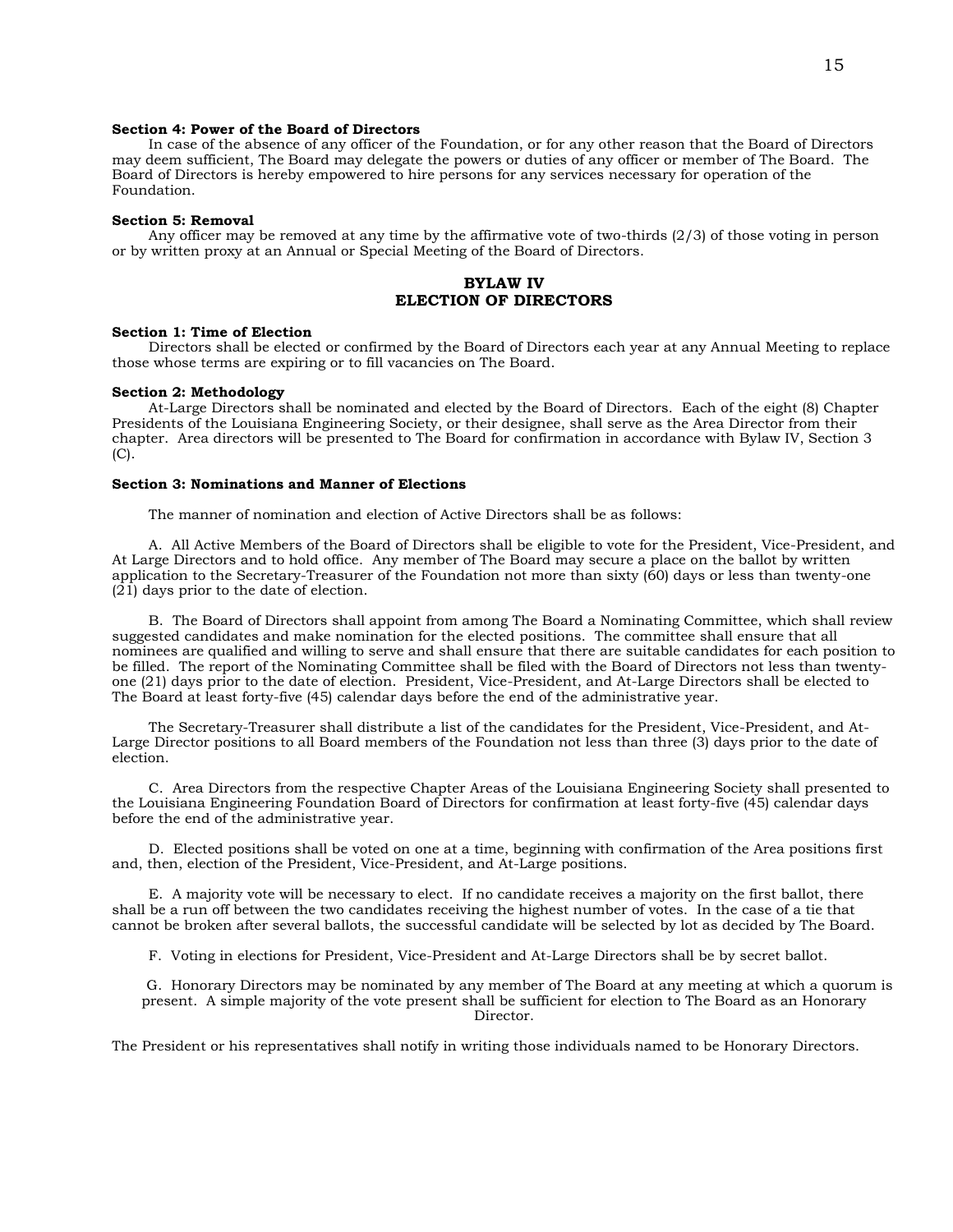**Section 4: Power of the Board of Directors**

In case of the absence of any officer of the Foundation, or for any other reason that the Board of Directors may deem sufficient, The Board may delegate the powers or duties of any officer or member of The Board. The Board of Directors is hereby empowered to hire persons for any services necessary for operation of the Foundation.

**Section 5: Removal**

Any officer may be removed at any time by the affirmative vote of two-thirds (2/3) of those voting in person or by written proxy at an Annual or Special Meeting of the Board of Directors.

## BYLAW IV
## ELECTION OF DIRECTORS

**Section 1: Time of Election**

Directors shall be elected or confirmed by the Board of Directors each year at any Annual Meeting to replace those whose terms are expiring or to fill vacancies on The Board.

**Section 2: Methodology**

At-Large Directors shall be nominated and elected by the Board of Directors. Each of the eight (8) Chapter Presidents of the Louisiana Engineering Society, or their designee, shall serve as the Area Director from their chapter. Area directors will be presented to The Board for confirmation in accordance with Bylaw IV, Section 3 (C).

**Section 3: Nominations and Manner of Elections**

The manner of nomination and election of Active Directors shall be as follows:

A. All Active Members of the Board of Directors shall be eligible to vote for the President, Vice-President, and At Large Directors and to hold office. Any member of The Board may secure a place on the ballot by written application to the Secretary-Treasurer of the Foundation not more than sixty (60) days or less than twenty-one (21) days prior to the date of election.

B. The Board of Directors shall appoint from among The Board a Nominating Committee, which shall review suggested candidates and make nomination for the elected positions. The committee shall ensure that all nominees are qualified and willing to serve and shall ensure that there are suitable candidates for each position to be filled. The report of the Nominating Committee shall be filed with the Board of Directors not less than twenty-one (21) days prior to the date of election. President, Vice-President, and At-Large Directors shall be elected to The Board at least forty-five (45) calendar days before the end of the administrative year.

The Secretary-Treasurer shall distribute a list of the candidates for the President, Vice-President, and At-Large Director positions to all Board members of the Foundation not less than three (3) days prior to the date of election.

C. Area Directors from the respective Chapter Areas of the Louisiana Engineering Society shall presented to the Louisiana Engineering Foundation Board of Directors for confirmation at least forty-five (45) calendar days before the end of the administrative year.

D. Elected positions shall be voted on one at a time, beginning with confirmation of the Area positions first and, then, election of the President, Vice-President, and At-Large positions.

E. A majority vote will be necessary to elect. If no candidate receives a majority on the first ballot, there shall be a run off between the two candidates receiving the highest number of votes. In the case of a tie that cannot be broken after several ballots, the successful candidate will be selected by lot as decided by The Board.

F. Voting in elections for President, Vice-President and At-Large Directors shall be by secret ballot.

G. Honorary Directors may be nominated by any member of The Board at any meeting at which a quorum is present. A simple majority of the vote present shall be sufficient for election to The Board as an Honorary Director.

The President or his representatives shall notify in writing those individuals named to be Honorary Directors.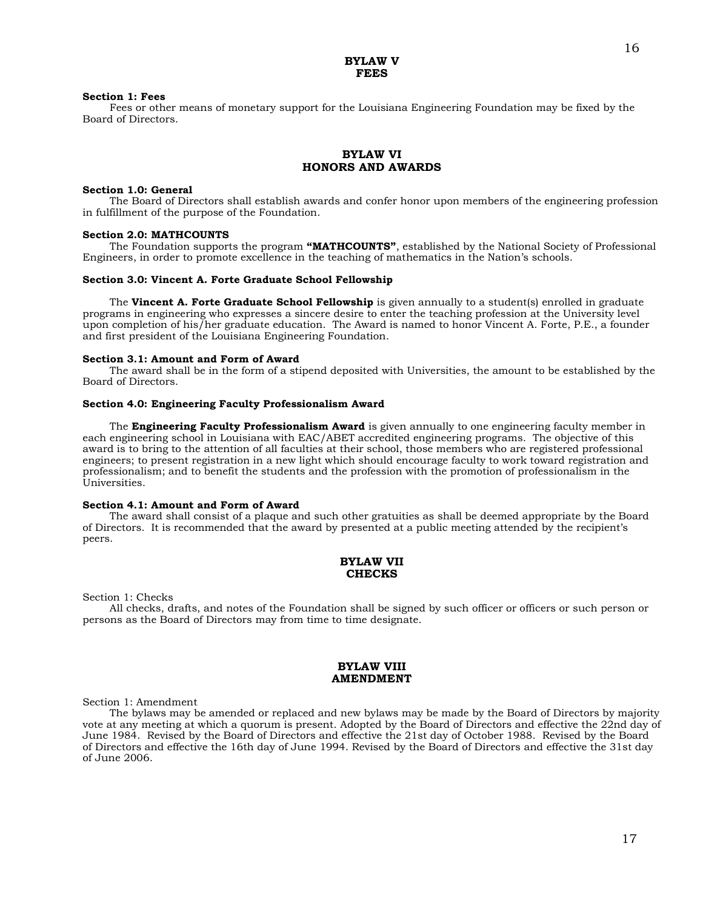## BYLAW V
## FEES

**Section 1: Fees**

Fees or other means of monetary support for the Louisiana Engineering Foundation may be fixed by the Board of Directors.

## BYLAW VI
## HONORS AND AWARDS

**Section 1.0: General**

The Board of Directors shall establish awards and confer honor upon members of the engineering profession in fulfillment of the purpose of the Foundation.

**Section 2.0: MATHCOUNTS**

The Foundation supports the program **"MATHCOUNTS"**, established by the National Society of Professional Engineers, in order to promote excellence in the teaching of mathematics in the Nation's schools.

**Section 3.0: Vincent A. Forte Graduate School Fellowship**

The **Vincent A. Forte Graduate School Fellowship** is given annually to a student(s) enrolled in graduate programs in engineering who expresses a sincere desire to enter the teaching profession at the University level upon completion of his/her graduate education. The Award is named to honor Vincent A. Forte, P.E., a founder and first president of the Louisiana Engineering Foundation.

**Section 3.1: Amount and Form of Award**

The award shall be in the form of a stipend deposited with Universities, the amount to be established by the Board of Directors.

**Section 4.0: Engineering Faculty Professionalism Award**

The **Engineering Faculty Professionalism Award** is given annually to one engineering faculty member in each engineering school in Louisiana with EAC/ABET accredited engineering programs. The objective of this award is to bring to the attention of all faculties at their school, those members who are registered professional engineers; to present registration in a new light which should encourage faculty to work toward registration and professionalism; and to benefit the students and the profession with the promotion of professionalism in the Universities.

**Section 4.1: Amount and Form of Award**

The award shall consist of a plaque and such other gratuities as shall be deemed appropriate by the Board of Directors. It is recommended that the award by presented at a public meeting attended by the recipient's peers.

## BYLAW VII
## CHECKS

Section 1: Checks

All checks, drafts, and notes of the Foundation shall be signed by such officer or officers or such person or persons as the Board of Directors may from time to time designate.

## BYLAW VIII
## AMENDMENT

Section 1: Amendment

The bylaws may be amended or replaced and new bylaws may be made by the Board of Directors by majority vote at any meeting at which a quorum is present. Adopted by the Board of Directors and effective the 22nd day of June 1984. Revised by the Board of Directors and effective the 21st day of October 1988. Revised by the Board of Directors and effective the 16th day of June 1994. Revised by the Board of Directors and effective the 31st day of June 2006.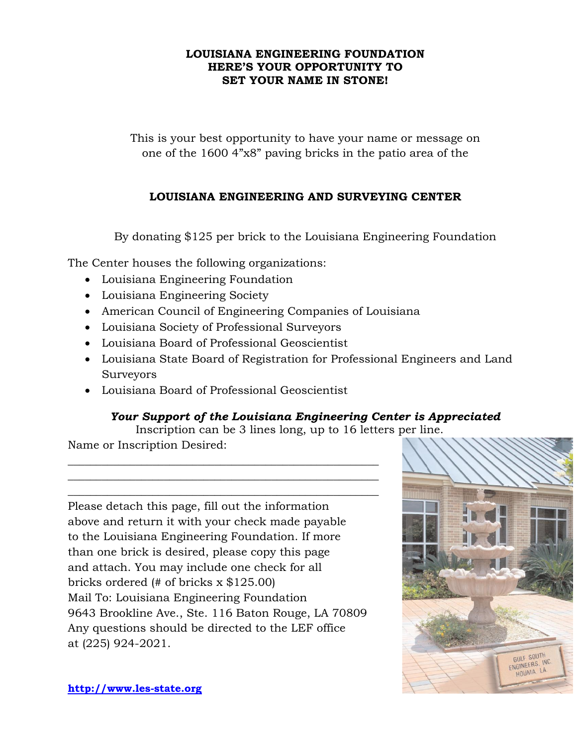**LOUISIANA ENGINEERING FOUNDATION**
**HERE'S YOUR OPPORTUNITY TO**
**SET YOUR NAME IN STONE!**

This is your best opportunity to have your name or message on one of the 1600 4"x8" paving bricks in the patio area of the

**LOUISIANA ENGINEERING AND SURVEYING CENTER**

By donating $125 per brick to the Louisiana Engineering Foundation

The Center houses the following organizations:

- Louisiana Engineering Foundation
- Louisiana Engineering Society
- American Council of Engineering Companies of Louisiana
- Louisiana Society of Professional Surveyors
- Louisiana Board of Professional Geoscientist
- Louisiana State Board of Registration for Professional Engineers and Land Surveyors
- Louisiana Board of Professional Geoscientist

***Your Support of the Louisiana Engineering Center is Appreciated***

Inscription can be 3 lines long, up to 16 letters per line.

Name or Inscription Desired:

\_\_\_\_\_\_\_\_\_\_\_\_\_\_\_\_\_\_\_\_\_\_\_\_\_\_\_\_\_\_\_\_\_\_\_\_\_\_\_\_\_\_\_\_\_\_\_\_\_\_

\_\_\_\_\_\_\_\_\_\_\_\_\_\_\_\_\_\_\_\_\_\_\_\_\_\_\_\_\_\_\_\_\_\_\_\_\_\_\_\_\_\_\_\_\_\_\_\_\_\_

\_\_\_\_\_\_\_\_\_\_\_\_\_\_\_\_\_\_\_\_\_\_\_\_\_\_\_\_\_\_\_\_\_\_\_\_\_\_\_\_\_\_\_\_\_\_\_\_\_\_

Please detach this page, fill out the information above and return it with your check made payable to the Louisiana Engineering Foundation. If more than one brick is desired, please copy this page and attach. You may include one check for all bricks ordered (# of bricks x $125.00)
Mail To: Louisiana Engineering Foundation
9643 Brookline Ave., Ste. 116 Baton Rouge, LA 70809
Any questions should be directed to the LEF office at (225) 924-2021.

http://www.les-state.org